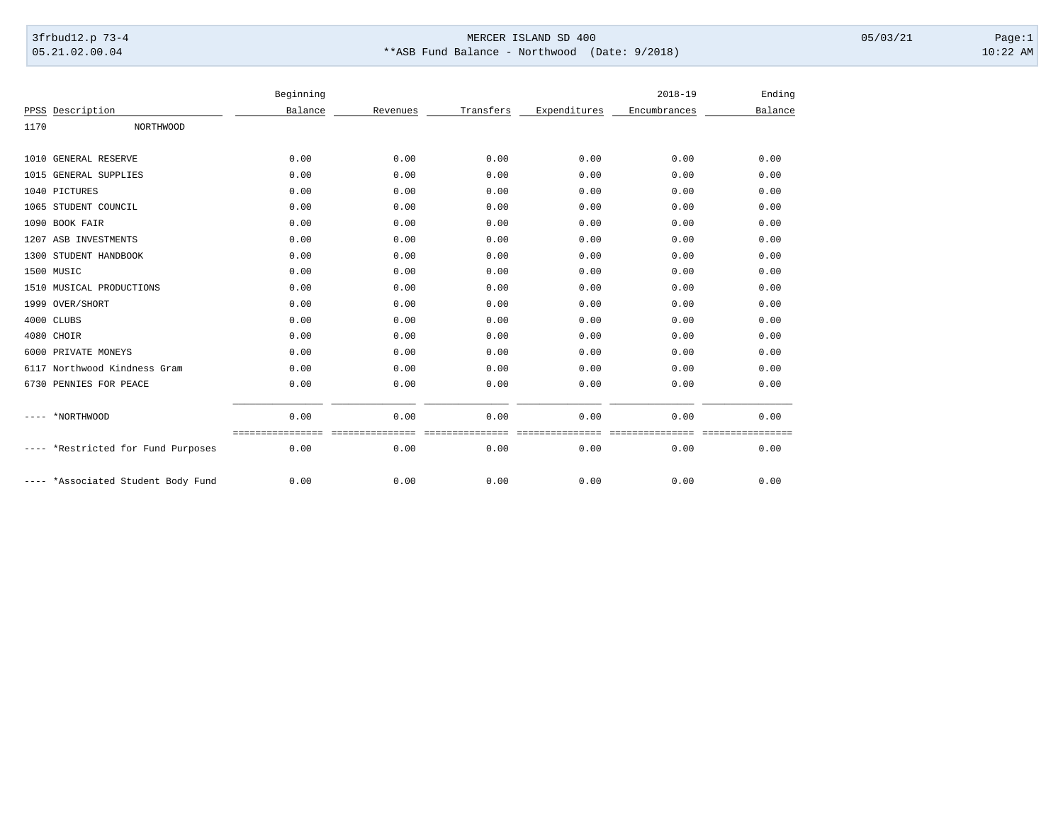3frbud12.p 73-4 MERCER ISLAND SD 400 05/03/21
05.21.02.00.04 **ASB Fund Balance - Northwood (Date: 9/2018) 10:22 AM

| PPSS | Description | Beginning Balance | Revenues | Transfers | Expenditures | 2018-19 Encumbrances | Ending Balance |
|---|---|---|---|---|---|---|---|
| 1170 | NORTHWOOD | | | | | | |
| 1010 | GENERAL RESERVE | 0.00 | 0.00 | 0.00 | 0.00 | 0.00 | 0.00 |
| 1015 | GENERAL SUPPLIES | 0.00 | 0.00 | 0.00 | 0.00 | 0.00 | 0.00 |
| 1040 | PICTURES | 0.00 | 0.00 | 0.00 | 0.00 | 0.00 | 0.00 |
| 1065 | STUDENT COUNCIL | 0.00 | 0.00 | 0.00 | 0.00 | 0.00 | 0.00 |
| 1090 | BOOK FAIR | 0.00 | 0.00 | 0.00 | 0.00 | 0.00 | 0.00 |
| 1207 | ASB INVESTMENTS | 0.00 | 0.00 | 0.00 | 0.00 | 0.00 | 0.00 |
| 1300 | STUDENT HANDBOOK | 0.00 | 0.00 | 0.00 | 0.00 | 0.00 | 0.00 |
| 1500 | MUSIC | 0.00 | 0.00 | 0.00 | 0.00 | 0.00 | 0.00 |
| 1510 | MUSICAL PRODUCTIONS | 0.00 | 0.00 | 0.00 | 0.00 | 0.00 | 0.00 |
| 1999 | OVER/SHORT | 0.00 | 0.00 | 0.00 | 0.00 | 0.00 | 0.00 |
| 4000 | CLUBS | 0.00 | 0.00 | 0.00 | 0.00 | 0.00 | 0.00 |
| 4080 | CHOIR | 0.00 | 0.00 | 0.00 | 0.00 | 0.00 | 0.00 |
| 6000 | PRIVATE MONEYS | 0.00 | 0.00 | 0.00 | 0.00 | 0.00 | 0.00 |
| 6117 | Northwood Kindness Gram | 0.00 | 0.00 | 0.00 | 0.00 | 0.00 | 0.00 |
| 6730 | PENNIES FOR PEACE | 0.00 | 0.00 | 0.00 | 0.00 | 0.00 | 0.00 |
| ---- | *NORTHWOOD | 0.00 | 0.00 | 0.00 | 0.00 | 0.00 | 0.00 |
| ---- | *Restricted for Fund Purposes | 0.00 | 0.00 | 0.00 | 0.00 | 0.00 | 0.00 |
| ---- | *Associated Student Body Fund | 0.00 | 0.00 | 0.00 | 0.00 | 0.00 | 0.00 |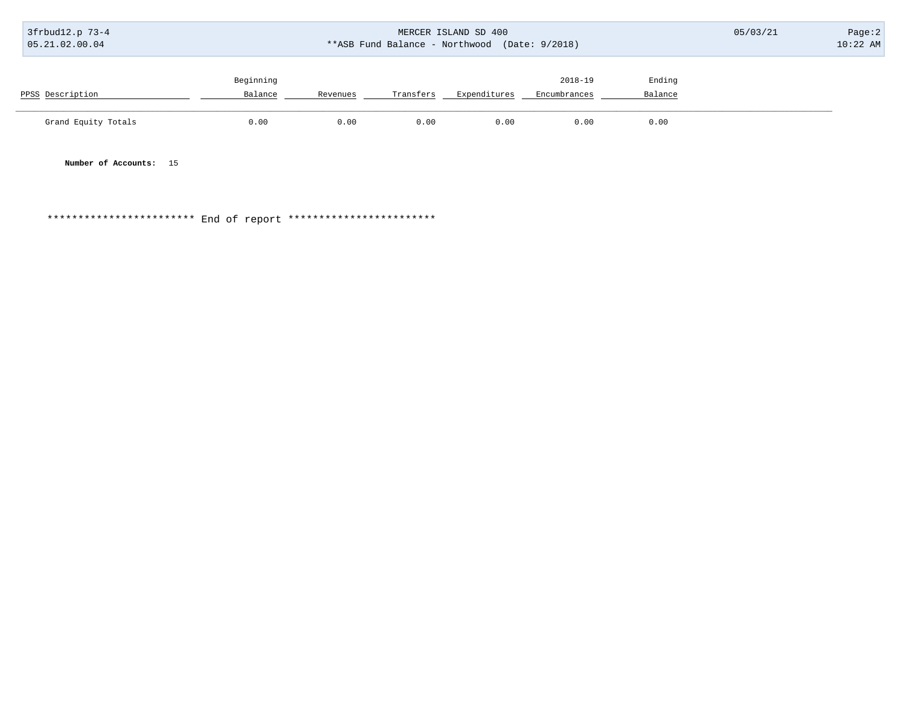| PPSS | Description | Beginning Balance | Revenues | Transfers | Expenditures | 2018-19 Encumbrances | Ending Balance |
|---|---|---|---|---|---|---|---|
| | Grand Equity Totals | 0.00 | 0.00 | 0.00 | 0.00 | 0.00 | 0.00 |

**Number of Accounts:** 15

************************ End of report ************************